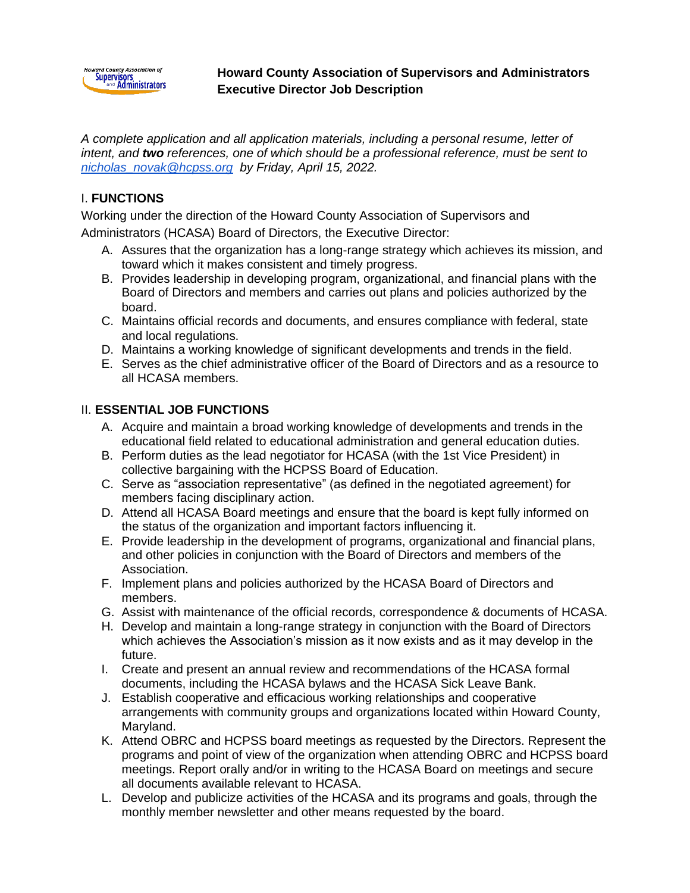# Howard County Association of Supervisors and Administrators Executive Director Job Description

*A complete application and all application materials, including a personal resume, letter of intent, and **two** references, one of which should be a professional reference, must be sent to [nicholas_novak@hcpss.org](mailto:nicholas_novak@hcpss.org) by Friday, April 15, 2022.*

## I. FUNCTIONS

Working under the direction of the Howard County Association of Supervisors and Administrators (HCASA) Board of Directors, the Executive Director:

A. Assures that the organization has a long-range strategy which achieves its mission, and toward which it makes consistent and timely progress.
B. Provides leadership in developing program, organizational, and financial plans with the Board of Directors and members and carries out plans and policies authorized by the board.
C. Maintains official records and documents, and ensures compliance with federal, state and local regulations.
D. Maintains a working knowledge of significant developments and trends in the field.
E. Serves as the chief administrative officer of the Board of Directors and as a resource to all HCASA members.

## II. ESSENTIAL JOB FUNCTIONS

A. Acquire and maintain a broad working knowledge of developments and trends in the educational field related to educational administration and general education duties.
B. Perform duties as the lead negotiator for HCASA (with the 1st Vice President) in collective bargaining with the HCPSS Board of Education.
C. Serve as "association representative" (as defined in the negotiated agreement) for members facing disciplinary action.
D. Attend all HCASA Board meetings and ensure that the board is kept fully informed on the status of the organization and important factors influencing it.
E. Provide leadership in the development of programs, organizational and financial plans, and other policies in conjunction with the Board of Directors and members of the Association.
F. Implement plans and policies authorized by the HCASA Board of Directors and members.
G. Assist with maintenance of the official records, correspondence & documents of HCASA.
H. Develop and maintain a long-range strategy in conjunction with the Board of Directors which achieves the Association's mission as it now exists and as it may develop in the future.
I. Create and present an annual review and recommendations of the HCASA formal documents, including the HCASA bylaws and the HCASA Sick Leave Bank.
J. Establish cooperative and efficacious working relationships and cooperative arrangements with community groups and organizations located within Howard County, Maryland.
K. Attend OBRC and HCPSS board meetings as requested by the Directors. Represent the programs and point of view of the organization when attending OBRC and HCPSS board meetings. Report orally and/or in writing to the HCASA Board on meetings and secure all documents available relevant to HCASA.
L. Develop and publicize activities of the HCASA and its programs and goals, through the monthly member newsletter and other means requested by the board.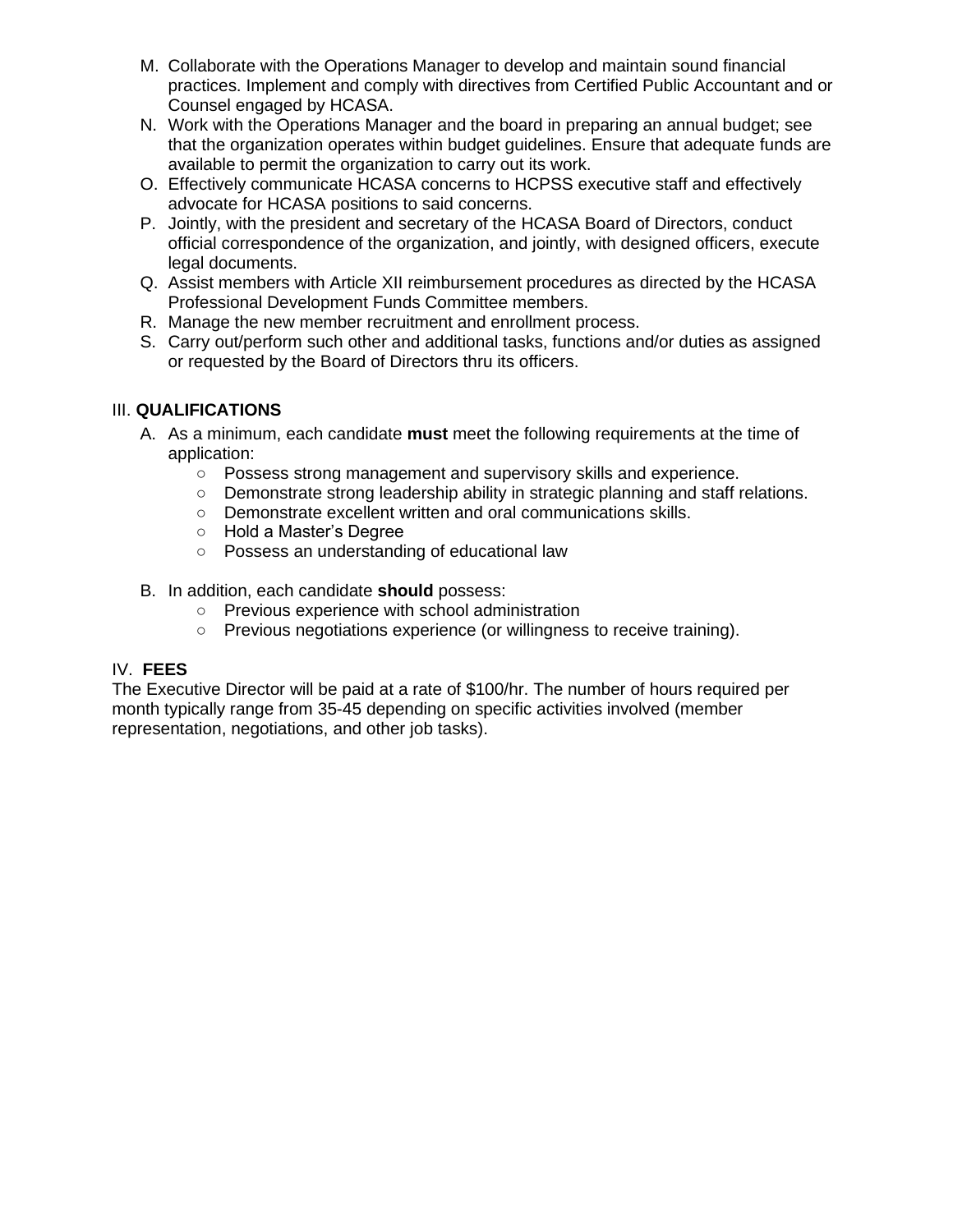M. Collaborate with the Operations Manager to develop and maintain sound financial practices. Implement and comply with directives from Certified Public Accountant and or Counsel engaged by HCASA.
N. Work with the Operations Manager and the board in preparing an annual budget; see that the organization operates within budget guidelines. Ensure that adequate funds are available to permit the organization to carry out its work.
O. Effectively communicate HCASA concerns to HCPSS executive staff and effectively advocate for HCASA positions to said concerns.
P. Jointly, with the president and secretary of the HCASA Board of Directors, conduct official correspondence of the organization, and jointly, with designed officers, execute legal documents.
Q. Assist members with Article XII reimbursement procedures as directed by the HCASA Professional Development Funds Committee members.
R. Manage the new member recruitment and enrollment process.
S. Carry out/perform such other and additional tasks, functions and/or duties as assigned or requested by the Board of Directors thru its officers.

## III. QUALIFICATIONS

A. As a minimum, each candidate **must** meet the following requirements at the time of application:
   - Possess strong management and supervisory skills and experience.
   - Demonstrate strong leadership ability in strategic planning and staff relations.
   - Demonstrate excellent written and oral communications skills.
   - Hold a Master's Degree
   - Possess an understanding of educational law

B. In addition, each candidate **should** possess:
   - Previous experience with school administration
   - Previous negotiations experience (or willingness to receive training).

## IV. FEES

The Executive Director will be paid at a rate of $100/hr. The number of hours required per month typically range from 35-45 depending on specific activities involved (member representation, negotiations, and other job tasks).